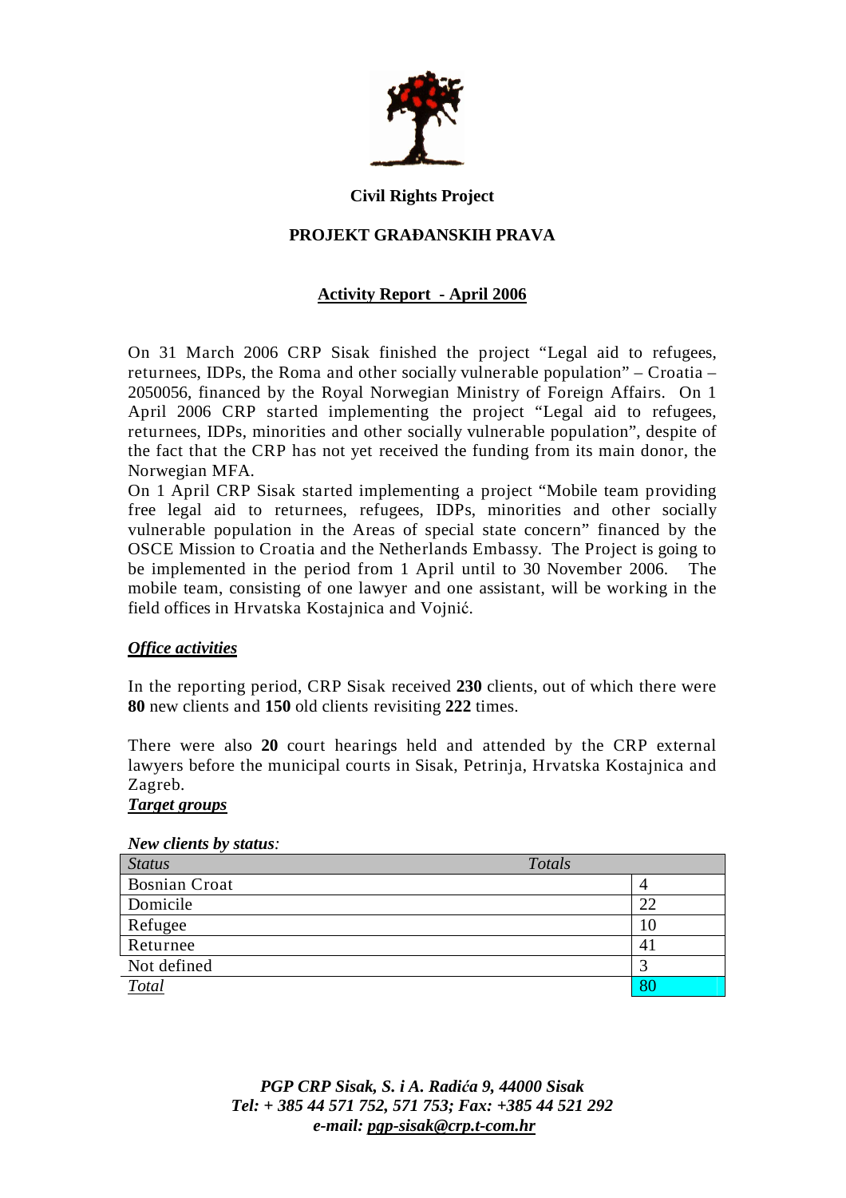**Civil Rights Project**

**PROJEKT GRAĐANSKIH PRAVA**

**Activity Report - April 2006**

On 31 March 2006 CRP Sisak finished the project “Legal aid to refugees, returnees, IDPs, the Roma and other socially vulnerable population” – Croatia – 2050056, financed by the Royal Norwegian Ministry of Foreign Affairs. On 1 April 2006 CRP started implementing the project “Legal aid to refugees, returnees, IDPs, minorities and other socially vulnerable population”, despite of the fact that the CRP has not yet received the funding from its main donor, the Norwegian MFA.

On 1 April CRP Sisak started implementing a project “Mobile team providing free legal aid to returnees, refugees, IDPs, minorities and other socially vulnerable population in the Areas of special state concern” financed by the OSCE Mission to Croatia and the Netherlands Embassy. The Project is going to be implemented in the period from 1 April until to 30 November 2006. The mobile team, consisting of one lawyer and one assistant, will be working in the field offices in Hrvatska Kostajnica and Vojnić.

***Office activities***

In the reporting period, CRP Sisak received **230** clients, out of which there were **80** new clients and **150** old clients revisiting **222** times.

There were also **20** court hearings held and attended by the CRP external lawyers before the municipal courts in Sisak, Petrinja, Hrvatska Kostajnica and Zagreb.

***Target groups***

***New clients by status:***

| *Status* | *Totals* |
|---|---|
| Bosnian Croat | 4 |
| Domicile | 22 |
| Refugee | 10 |
| Returnee | 41 |
| Not defined | 3 |
| *Total* | 80 |

*PGP CRP Sisak, S. i A. Radića 9, 44000 Sisak*
*Tel: + 385 44 571 752, 571 753; Fax: +385 44 521 292*
*e-mail: pgp-sisak@crp.t-com.hr*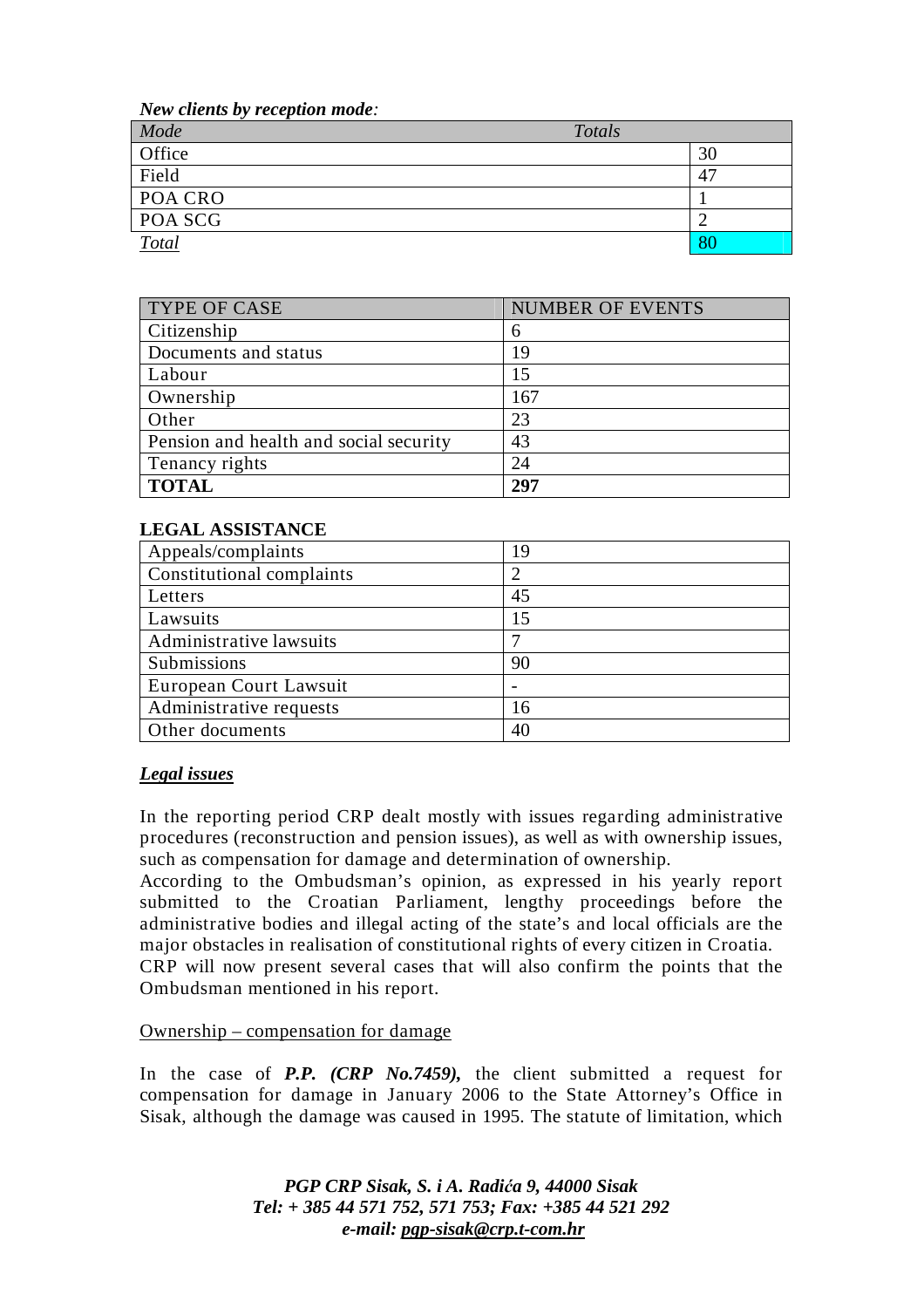***New clients by reception mode:***

| *Mode* | *Totals* |
|---|---|
| Office | 30 |
| Field | 47 |
| POA CRO | 1 |
| POA SCG | 2 |
| *Total* | 80 |

| TYPE OF CASE | NUMBER OF EVENTS |
|---|---|
| Citizenship | 6 |
| Documents and status | 19 |
| Labour | 15 |
| Ownership | 167 |
| Other | 23 |
| Pension and health and social security | 43 |
| Tenancy rights | 24 |
| **TOTAL** | **297** |

**LEGAL ASSISTANCE**

| | |
|---|---|
| Appeals/complaints | 19 |
| Constitutional complaints | 2 |
| Letters | 45 |
| Lawsuits | 15 |
| Administrative lawsuits | 7 |
| Submissions | 90 |
| European Court Lawsuit | - |
| Administrative requests | 16 |
| Other documents | 40 |

***Legal issues***

In the reporting period CRP dealt mostly with issues regarding administrative procedures (reconstruction and pension issues), as well as with ownership issues, such as compensation for damage and determination of ownership.
According to the Ombudsman's opinion, as expressed in his yearly report submitted to the Croatian Parliament, lengthy proceedings before the administrative bodies and illegal acting of the state's and local officials are the major obstacles in realisation of constitutional rights of every citizen in Croatia.
CRP will now present several cases that will also confirm the points that the Ombudsman mentioned in his report.

Ownership – compensation for damage

In the case of ***P.P. (CRP No.7459),*** the client submitted a request for compensation for damage in January 2006 to the State Attorney's Office in Sisak, although the damage was caused in 1995. The statute of limitation, which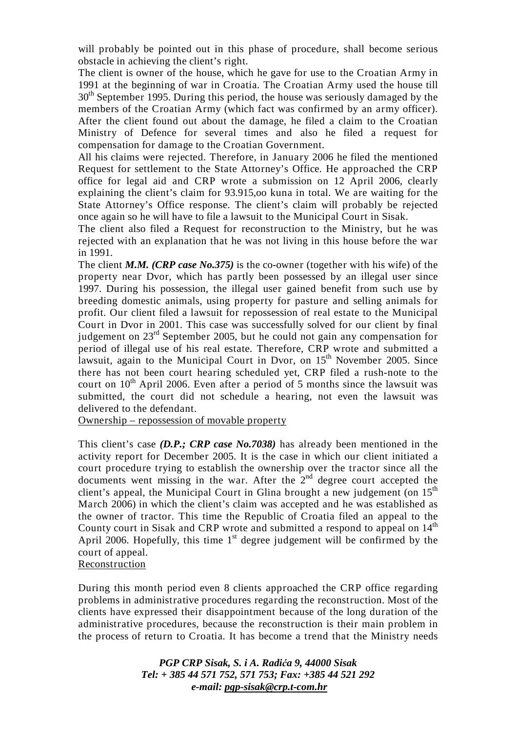will probably be pointed out in this phase of procedure, shall become serious obstacle in achieving the client's right.

The client is owner of the house, which he gave for use to the Croatian Army in 1991 at the beginning of war in Croatia. The Croatian Army used the house till 30th September 1995. During this period, the house was seriously damaged by the members of the Croatian Army (which fact was confirmed by an army officer). After the client found out about the damage, he filed a claim to the Croatian Ministry of Defence for several times and also he filed a request for compensation for damage to the Croatian Government.

All his claims were rejected. Therefore, in January 2006 he filed the mentioned Request for settlement to the State Attorney's Office. He approached the CRP office for legal aid and CRP wrote a submission on 12 April 2006, clearly explaining the client's claim for 93.915,oo kuna in total. We are waiting for the State Attorney's Office response. The client's claim will probably be rejected once again so he will have to file a lawsuit to the Municipal Court in Sisak.

The client also filed a Request for reconstruction to the Ministry, but he was rejected with an explanation that he was not living in this house before the war in 1991.

The client ***M.M. (CRP case No.375)*** is the co-owner (together with his wife) of the property near Dvor, which has partly been possessed by an illegal user since 1997. During his possession, the illegal user gained benefit from such use by breeding domestic animals, using property for pasture and selling animals for profit. Our client filed a lawsuit for repossession of real estate to the Municipal Court in Dvor in 2001. This case was successfully solved for our client by final judgement on 23rd September 2005, but he could not gain any compensation for period of illegal use of his real estate. Therefore, CRP wrote and submitted a lawsuit, again to the Municipal Court in Dvor, on 15th November 2005. Since there has not been court hearing scheduled yet, CRP filed a rush-note to the court on 10th April 2006. Even after a period of 5 months since the lawsuit was submitted, the court did not schedule a hearing, not even the lawsuit was delivered to the defendant.

<u>Ownership – repossession of movable property</u>

This client's case ***(D.P.; CRP case No.7038)*** has already been mentioned in the activity report for December 2005. It is the case in which our client initiated a court procedure trying to establish the ownership over the tractor since all the documents went missing in the war. After the 2nd degree court accepted the client's appeal, the Municipal Court in Glina brought a new judgement (on 15th March 2006) in which the client's claim was accepted and he was established as the owner of tractor. This time the Republic of Croatia filed an appeal to the County court in Sisak and CRP wrote and submitted a respond to appeal on 14th April 2006. Hopefully, this time 1st degree judgement will be confirmed by the court of appeal.

<u>Reconstruction</u>

During this month period even 8 clients approached the CRP office regarding problems in administrative procedures regarding the reconstruction. Most of the clients have expressed their disappointment because of the long duration of the administrative procedures, because the reconstruction is their main problem in the process of return to Croatia. It has become a trend that the Ministry needs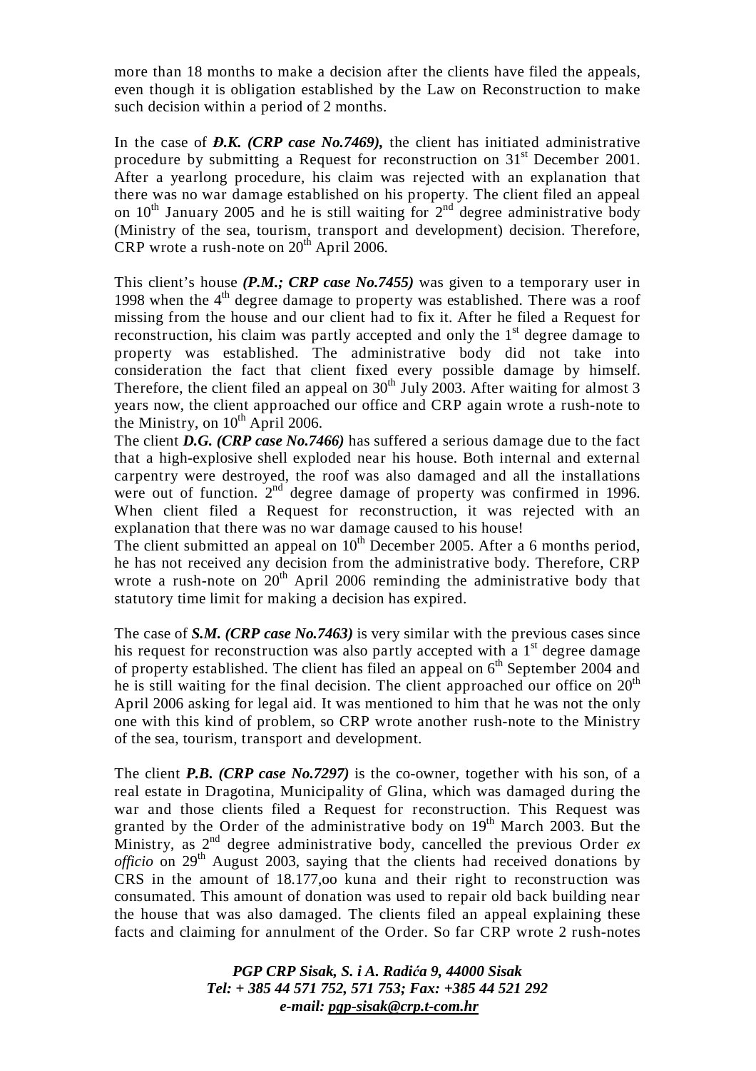more than 18 months to make a decision after the clients have filed the appeals, even though it is obligation established by the Law on Reconstruction to make such decision within a period of 2 months.

In the case of ***Đ.K. (CRP case No.7469)***, the client has initiated administrative procedure by submitting a Request for reconstruction on 31st December 2001. After a yearlong procedure, his claim was rejected with an explanation that there was no war damage established on his property. The client filed an appeal on 10th January 2005 and he is still waiting for 2nd degree administrative body (Ministry of the sea, tourism, transport and development) decision. Therefore, CRP wrote a rush-note on 20th April 2006.

This client's house ***(P.M.; CRP case No.7455)*** was given to a temporary user in 1998 when the 4th degree damage to property was established. There was a roof missing from the house and our client had to fix it. After he filed a Request for reconstruction, his claim was partly accepted and only the 1st degree damage to property was established. The administrative body did not take into consideration the fact that client fixed every possible damage by himself. Therefore, the client filed an appeal on 30th July 2003. After waiting for almost 3 years now, the client approached our office and CRP again wrote a rush-note to the Ministry, on 10th April 2006.

The client ***D.G. (CRP case No.7466)*** has suffered a serious damage due to the fact that a high-explosive shell exploded near his house. Both internal and external carpentry were destroyed, the roof was also damaged and all the installations were out of function. 2nd degree damage of property was confirmed in 1996. When client filed a Request for reconstruction, it was rejected with an explanation that there was no war damage caused to his house!

The client submitted an appeal on 10th December 2005. After a 6 months period, he has not received any decision from the administrative body. Therefore, CRP wrote a rush-note on 20th April 2006 reminding the administrative body that statutory time limit for making a decision has expired.

The case of ***S.M. (CRP case No.7463)*** is very similar with the previous cases since his request for reconstruction was also partly accepted with a 1st degree damage of property established. The client has filed an appeal on 6th September 2004 and he is still waiting for the final decision. The client approached our office on 20th April 2006 asking for legal aid. It was mentioned to him that he was not the only one with this kind of problem, so CRP wrote another rush-note to the Ministry of the sea, tourism, transport and development.

The client ***P.B. (CRP case No.7297)*** is the co-owner, together with his son, of a real estate in Dragotina, Municipality of Glina, which was damaged during the war and those clients filed a Request for reconstruction. This Request was granted by the Order of the administrative body on 19th March 2003. But the Ministry, as 2nd degree administrative body, cancelled the previous Order *ex officio* on 29th August 2003, saying that the clients had received donations by CRS in the amount of 18.177,oo kuna and their right to reconstruction was consumated. This amount of donation was used to repair old back building near the house that was also damaged. The clients filed an appeal explaining these facts and claiming for annulment of the Order. So far CRP wrote 2 rush-notes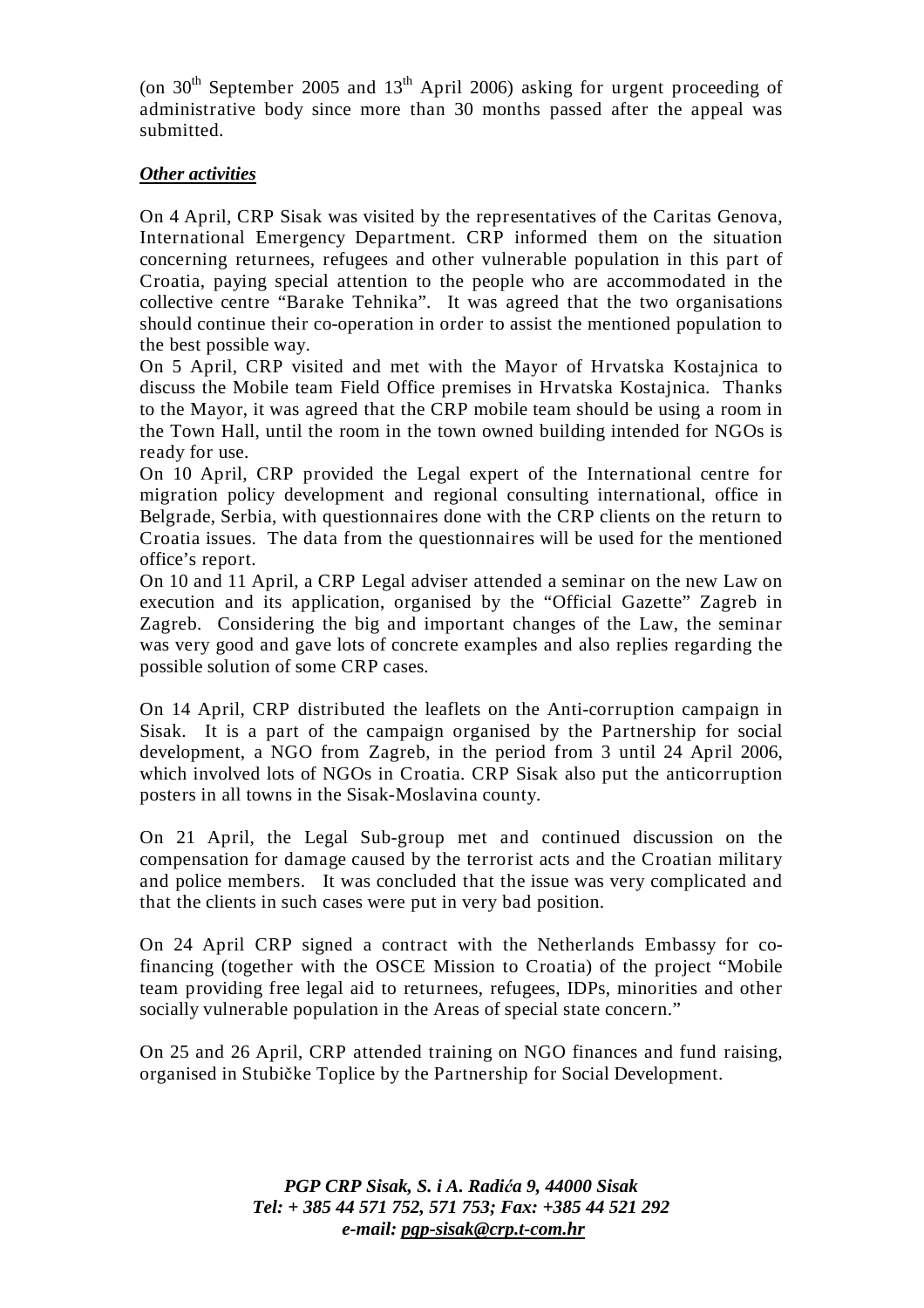(on 30th September 2005 and 13th April 2006) asking for urgent proceeding of administrative body since more than 30 months passed after the appeal was submitted.

***Other activities***

On 4 April, CRP Sisak was visited by the representatives of the Caritas Genova, International Emergency Department. CRP informed them on the situation concerning returnees, refugees and other vulnerable population in this part of Croatia, paying special attention to the people who are accommodated in the collective centre "Barake Tehnika". It was agreed that the two organisations should continue their co-operation in order to assist the mentioned population to the best possible way.

On 5 April, CRP visited and met with the Mayor of Hrvatska Kostajnica to discuss the Mobile team Field Office premises in Hrvatska Kostajnica. Thanks to the Mayor, it was agreed that the CRP mobile team should be using a room in the Town Hall, until the room in the town owned building intended for NGOs is ready for use.

On 10 April, CRP provided the Legal expert of the International centre for migration policy development and regional consulting international, office in Belgrade, Serbia, with questionnaires done with the CRP clients on the return to Croatia issues. The data from the questionnaires will be used for the mentioned office's report.

On 10 and 11 April, a CRP Legal adviser attended a seminar on the new Law on execution and its application, organised by the "Official Gazette" Zagreb in Zagreb. Considering the big and important changes of the Law, the seminar was very good and gave lots of concrete examples and also replies regarding the possible solution of some CRP cases.

On 14 April, CRP distributed the leaflets on the Anti-corruption campaign in Sisak. It is a part of the campaign organised by the Partnership for social development, a NGO from Zagreb, in the period from 3 until 24 April 2006, which involved lots of NGOs in Croatia. CRP Sisak also put the anticorruption posters in all towns in the Sisak-Moslavina county.

On 21 April, the Legal Sub-group met and continued discussion on the compensation for damage caused by the terrorist acts and the Croatian military and police members. It was concluded that the issue was very complicated and that the clients in such cases were put in very bad position.

On 24 April CRP signed a contract with the Netherlands Embassy for co-financing (together with the OSCE Mission to Croatia) of the project "Mobile team providing free legal aid to returnees, refugees, IDPs, minorities and other socially vulnerable population in the Areas of special state concern."

On 25 and 26 April, CRP attended training on NGO finances and fund raising, organised in Stubičke Toplice by the Partnership for Social Development.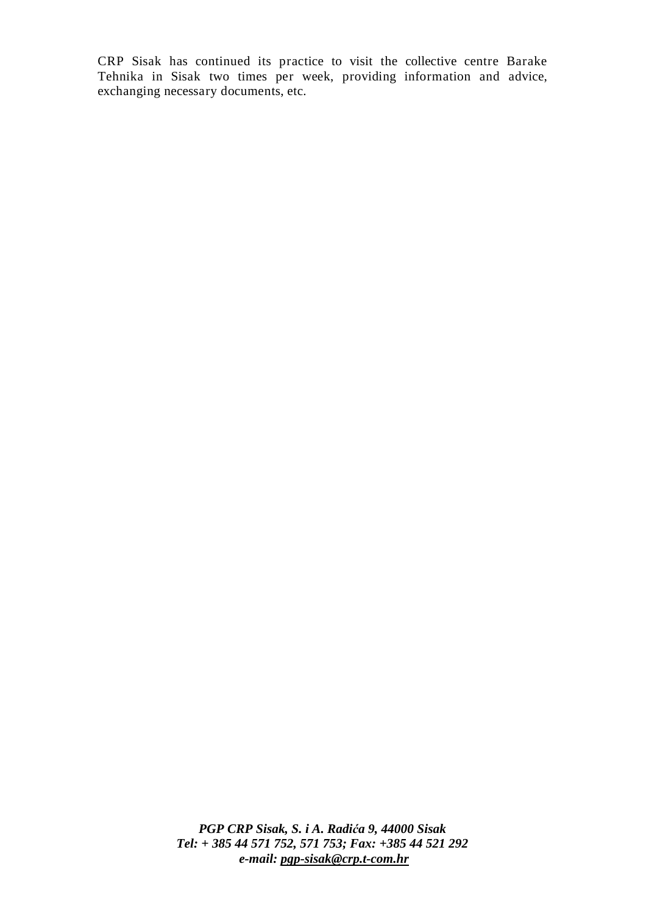CRP Sisak has continued its practice to visit the collective centre Barake Tehnika in Sisak two times per week, providing information and advice, exchanging necessary documents, etc.